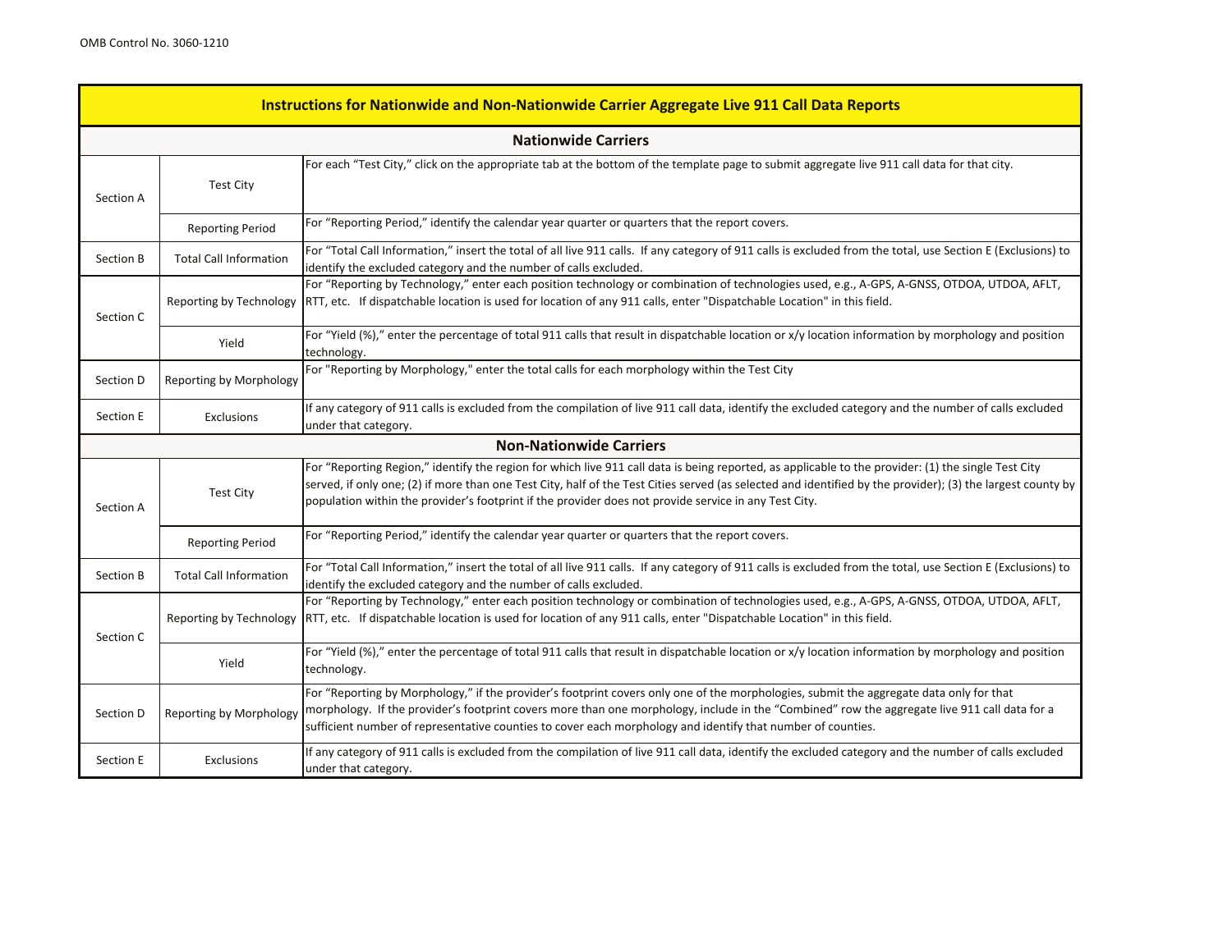OMB Control No. 3060-1210

# Instructions for Nationwide and Non-Nationwide Carrier Aggregate Live 911 Call Data Reports

## Nationwide Carriers

| Section | Field | Instructions |
|---|---|---|
| Section A | Test City | For each "Test City," click on the appropriate tab at the bottom of the template page to submit aggregate live 911 call data for that city. |
| | Reporting Period | For "Reporting Period," identify the calendar year quarter or quarters that the report covers. |
| Section B | Total Call Information | For "Total Call Information," insert the total of all live 911 calls. If any category of 911 calls is excluded from the total, use Section E (Exclusions) to identify the excluded category and the number of calls excluded. |
| Section C | Reporting by Technology | For "Reporting by Technology," enter each position technology or combination of technologies used, e.g., A-GPS, A-GNSS, OTDOA, UTDOA, AFLT, RTT, etc. If dispatchable location is used for location of any 911 calls, enter "Dispatchable Location" in this field. |
| | Yield | For "Yield (%)," enter the percentage of total 911 calls that result in dispatchable location or x/y location information by morphology and position technology. |
| Section D | Reporting by Morphology | For "Reporting by Morphology," enter the total calls for each morphology within the Test City |
| Section E | Exclusions | If any category of 911 calls is excluded from the compilation of live 911 call data, identify the excluded category and the number of calls excluded under that category. |

## Non-Nationwide Carriers

| Section | Field | Instructions |
|---|---|---|
| Section A | Test City | For "Reporting Region," identify the region for which live 911 call data is being reported, as applicable to the provider: (1) the single Test City served, if only one; (2) if more than one Test City, half of the Test Cities served (as selected and identified by the provider); (3) the largest county by population within the provider's footprint if the provider does not provide service in any Test City. |
| | Reporting Period | For "Reporting Period," identify the calendar year quarter or quarters that the report covers. |
| Section B | Total Call Information | For "Total Call Information," insert the total of all live 911 calls. If any category of 911 calls is excluded from the total, use Section E (Exclusions) to identify the excluded category and the number of calls excluded. |
| Section C | Reporting by Technology | For "Reporting by Technology," enter each position technology or combination of technologies used, e.g., A-GPS, A-GNSS, OTDOA, UTDOA, AFLT, RTT, etc. If dispatchable location is used for location of any 911 calls, enter "Dispatchable Location" in this field. |
| | Yield | For "Yield (%)," enter the percentage of total 911 calls that result in dispatchable location or x/y location information by morphology and position technology. |
| Section D | Reporting by Morphology | For "Reporting by Morphology," if the provider's footprint covers only one of the morphologies, submit the aggregate data only for that morphology. If the provider's footprint covers more than one morphology, include in the "Combined" row the aggregate live 911 call data for a sufficient number of representative counties to cover each morphology and identify that number of counties. |
| Section E | Exclusions | If any category of 911 calls is excluded from the compilation of live 911 call data, identify the excluded category and the number of calls excluded under that category. |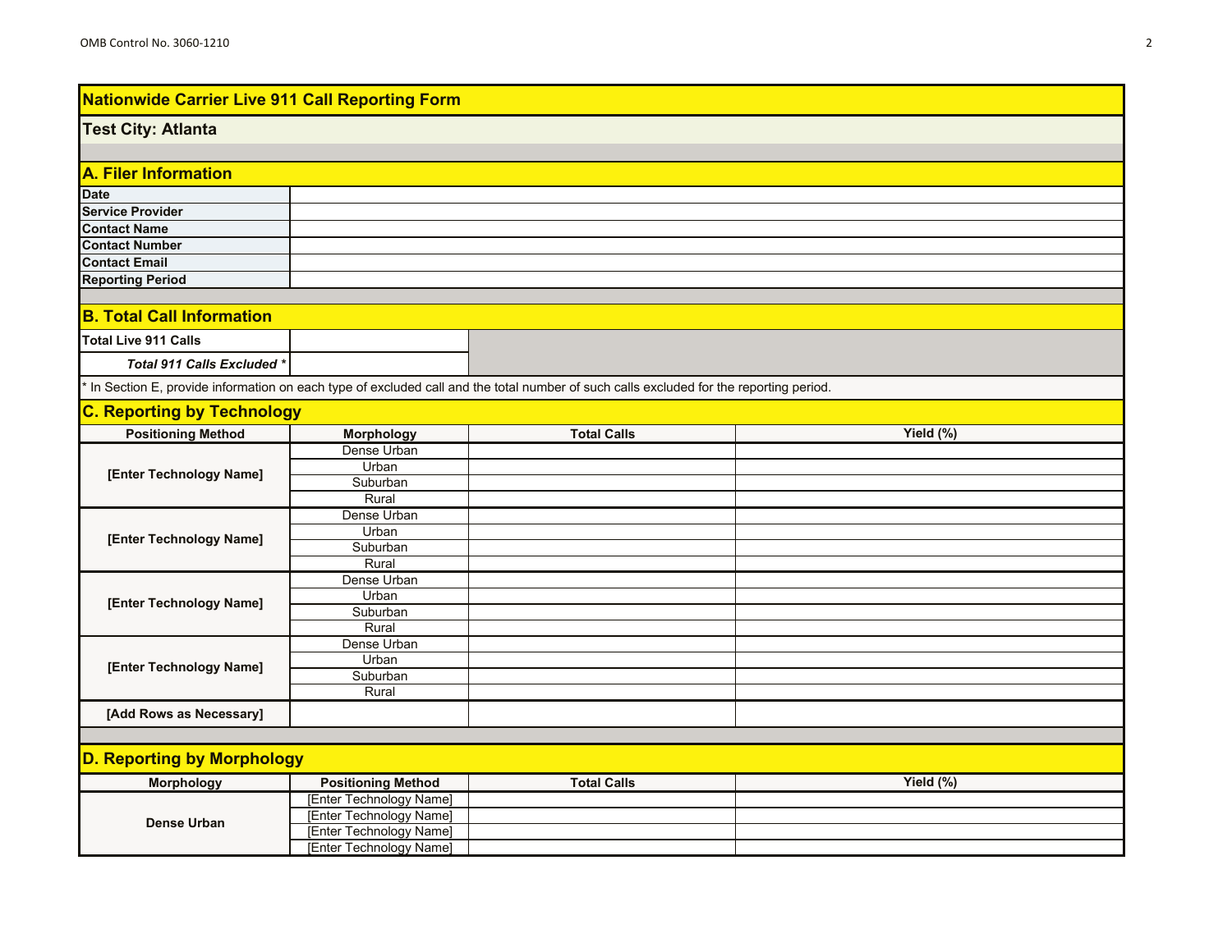## Nationwide Carrier Live 911 Call Reporting Form

**Test City: Atlanta**

### A. Filer Information

| | |
|---|---|
| **Date** | |
| **Service Provider** | |
| **Contact Name** | |
| **Contact Number** | |
| **Contact Email** | |
| **Reporting Period** | |

### B. Total Call Information

| | |
|---|---|
| **Total Live 911 Calls** | |
| ***Total 911 Calls Excluded **** | |

* In Section E, provide information on each type of excluded call and the total number of such calls excluded for the reporting period.

### C. Reporting by Technology

| Positioning Method | Morphology | Total Calls | Yield (%) |
|---|---|---|---|
| **[Enter Technology Name]** | Dense Urban | | |
| | Urban | | |
| | Suburban | | |
| | Rural | | |
| **[Enter Technology Name]** | Dense Urban | | |
| | Urban | | |
| | Suburban | | |
| | Rural | | |
| **[Enter Technology Name]** | Dense Urban | | |
| | Urban | | |
| | Suburban | | |
| | Rural | | |
| **[Enter Technology Name]** | Dense Urban | | |
| | Urban | | |
| | Suburban | | |
| | Rural | | |
| **[Add Rows as Necessary]** | | | |

### D. Reporting by Morphology

| Morphology | Positioning Method | Total Calls | Yield (%) |
|---|---|---|---|
| **Dense Urban** | [Enter Technology Name] | | |
| | [Enter Technology Name] | | |
| | [Enter Technology Name] | | |
| | [Enter Technology Name] | | |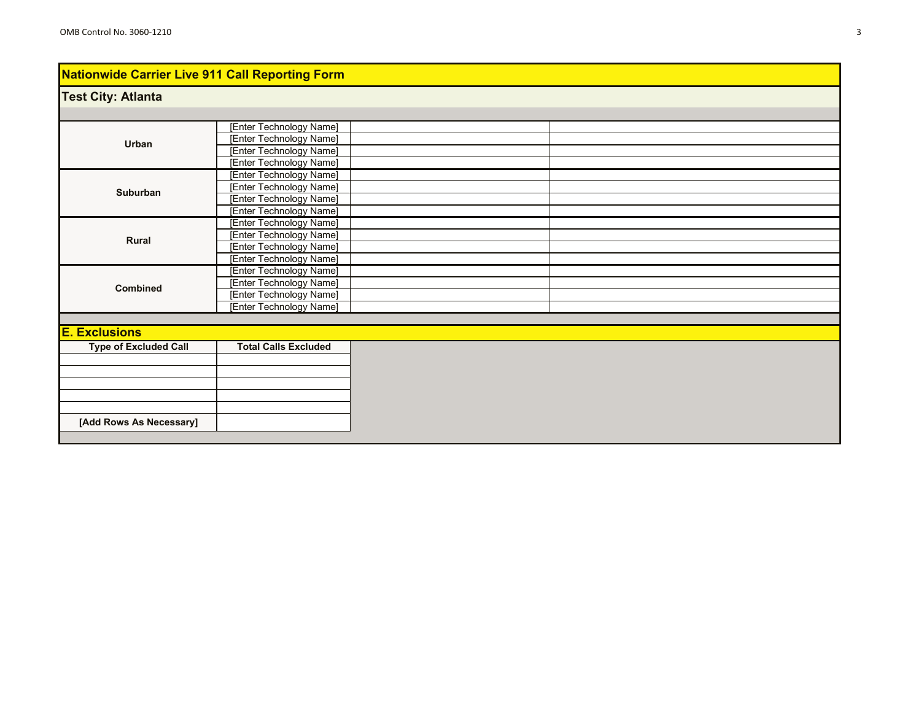## Nationwide Carrier Live 911 Call Reporting Form

### Test City: Atlanta

| | | | |
|---|---|---|---|
| **Urban** | [Enter Technology Name] | | |
| | [Enter Technology Name] | | |
| | [Enter Technology Name] | | |
| | [Enter Technology Name] | | |
| **Suburban** | [Enter Technology Name] | | |
| | [Enter Technology Name] | | |
| | [Enter Technology Name] | | |
| | [Enter Technology Name] | | |
| **Rural** | [Enter Technology Name] | | |
| | [Enter Technology Name] | | |
| | [Enter Technology Name] | | |
| | [Enter Technology Name] | | |
| **Combined** | [Enter Technology Name] | | |
| | [Enter Technology Name] | | |
| | [Enter Technology Name] | | |
| | [Enter Technology Name] | | |

### E. Exclusions

| Type of Excluded Call | Total Calls Excluded |
|---|---|
| | |
| | |
| | |
| | |
| | |
| **[Add Rows As Necessary]** | |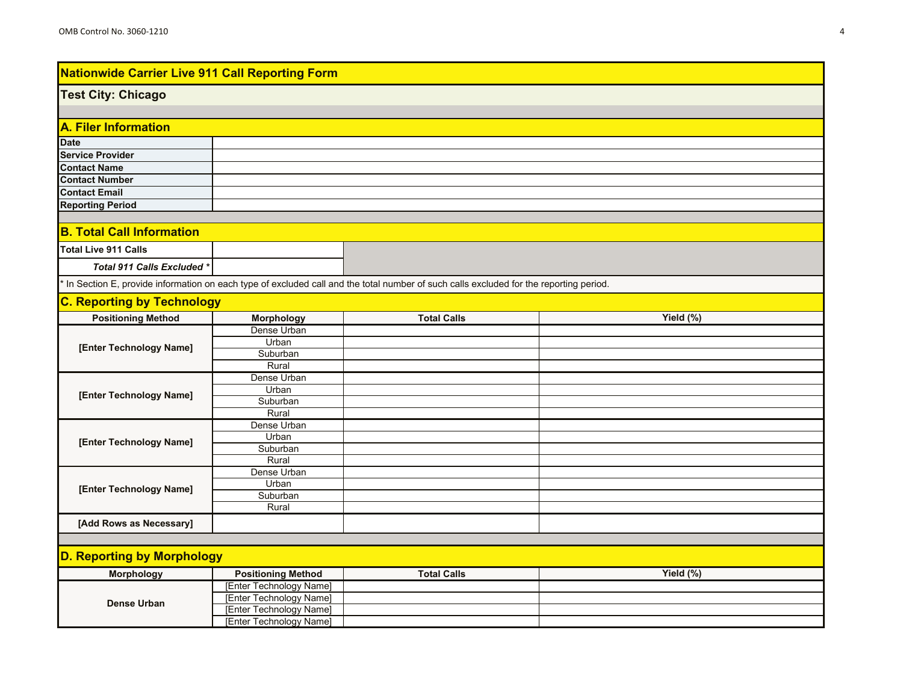## Nationwide Carrier Live 911 Call Reporting Form

### Test City: Chicago

### A. Filer Information

| | |
|---|---|
| **Date** | |
| **Service Provider** | |
| **Contact Name** | |
| **Contact Number** | |
| **Contact Email** | |
| **Reporting Period** | |

### B. Total Call Information

| | |
|---|---|
| **Total Live 911 Calls** | |
| ***Total 911 Calls Excluded **** | |

* In Section E, provide information on each type of excluded call and the total number of such calls excluded for the reporting period.

### C. Reporting by Technology

| Positioning Method | Morphology | Total Calls | Yield (%) |
|---|---|---|---|
| [Enter Technology Name] | Dense Urban | | |
| | Urban | | |
| | Suburban | | |
| | Rural | | |
| [Enter Technology Name] | Dense Urban | | |
| | Urban | | |
| | Suburban | | |
| | Rural | | |
| [Enter Technology Name] | Dense Urban | | |
| | Urban | | |
| | Suburban | | |
| | Rural | | |
| [Enter Technology Name] | Dense Urban | | |
| | Urban | | |
| | Suburban | | |
| | Rural | | |
| [Add Rows as Necessary] | | | |

### D. Reporting by Morphology

| Morphology | Positioning Method | Total Calls | Yield (%) |
|---|---|---|---|
| Dense Urban | [Enter Technology Name] | | |
| | [Enter Technology Name] | | |
| | [Enter Technology Name] | | |
| | [Enter Technology Name] | | |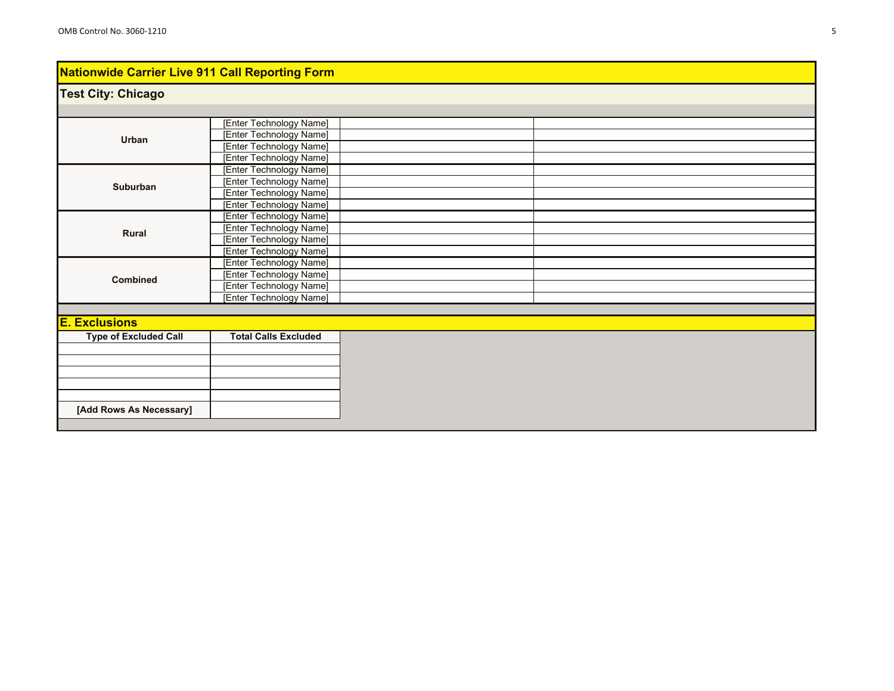## Nationwide Carrier Live 911 Call Reporting Form

### Test City: Chicago

| | | | |
|---|---|---|---|
| Urban | [Enter Technology Name] | | |
| | [Enter Technology Name] | | |
| | [Enter Technology Name] | | |
| | [Enter Technology Name] | | |
| Suburban | [Enter Technology Name] | | |
| | [Enter Technology Name] | | |
| | [Enter Technology Name] | | |
| | [Enter Technology Name] | | |
| Rural | [Enter Technology Name] | | |
| | [Enter Technology Name] | | |
| | [Enter Technology Name] | | |
| | [Enter Technology Name] | | |
| Combined | [Enter Technology Name] | | |
| | [Enter Technology Name] | | |
| | [Enter Technology Name] | | |
| | [Enter Technology Name] | | |

### E. Exclusions

| Type of Excluded Call | Total Calls Excluded |
|---|---|
| | |
| | |
| | |
| | |
| | |
| **[Add Rows As Necessary]** | |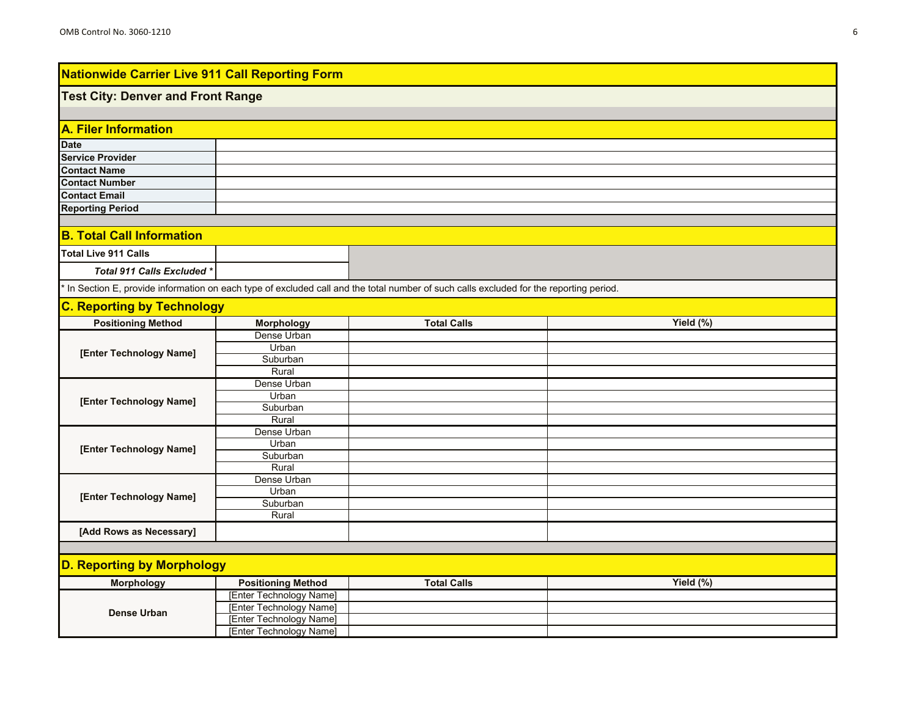## Nationwide Carrier Live 911 Call Reporting Form

### Test City: Denver and Front Range

### A. Filer Information

| | |
|---|---|
| **Date** | |
| **Service Provider** | |
| **Contact Name** | |
| **Contact Number** | |
| **Contact Email** | |
| **Reporting Period** | |

### B. Total Call Information

| | |
|---|---|
| **Total Live 911 Calls** | |
| ***Total 911 Calls Excluded \**** | |

\* In Section E, provide information on each type of excluded call and the total number of such calls excluded for the reporting period.

### C. Reporting by Technology

| Positioning Method | Morphology | Total Calls | Yield (%) |
|---|---|---|---|
| **[Enter Technology Name]** | Dense Urban | | |
| | Urban | | |
| | Suburban | | |
| | Rural | | |
| **[Enter Technology Name]** | Dense Urban | | |
| | Urban | | |
| | Suburban | | |
| | Rural | | |
| **[Enter Technology Name]** | Dense Urban | | |
| | Urban | | |
| | Suburban | | |
| | Rural | | |
| **[Enter Technology Name]** | Dense Urban | | |
| | Urban | | |
| | Suburban | | |
| | Rural | | |
| **[Add Rows as Necessary]** | | | |

### D. Reporting by Morphology

| Morphology | Positioning Method | Total Calls | Yield (%) |
|---|---|---|---|
| **Dense Urban** | [Enter Technology Name] | | |
| | [Enter Technology Name] | | |
| | [Enter Technology Name] | | |
| | [Enter Technology Name] | | |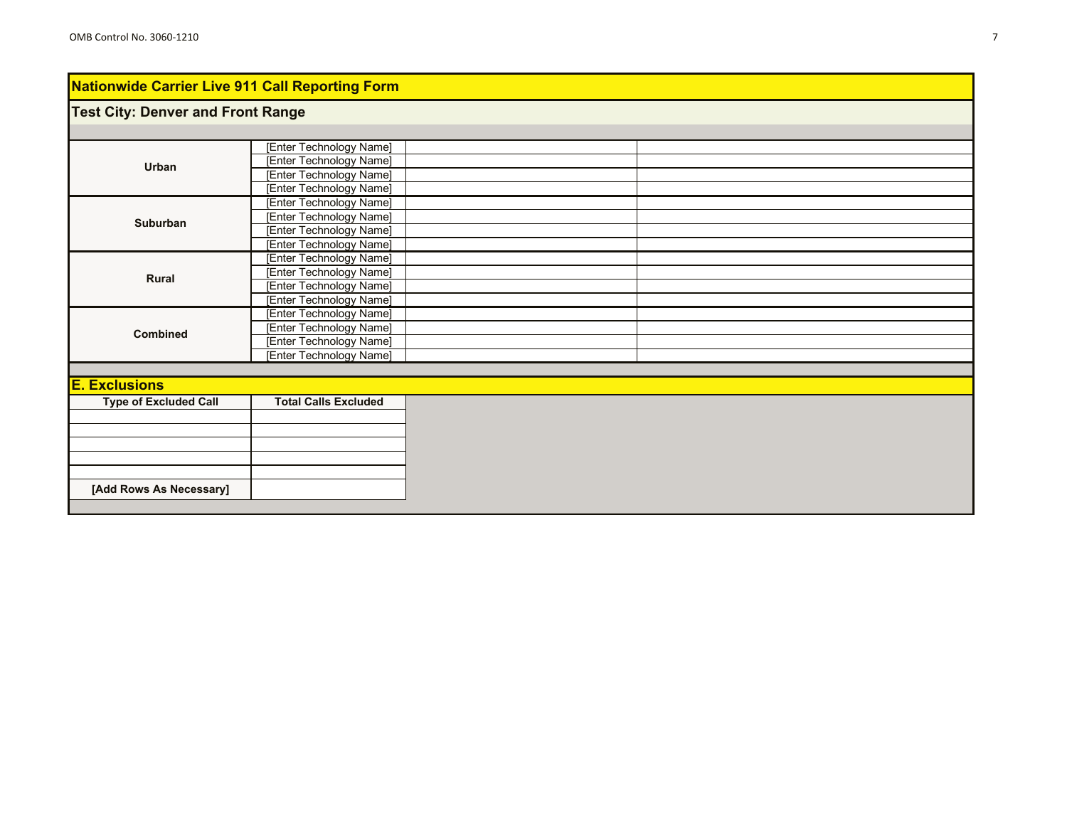## Nationwide Carrier Live 911 Call Reporting Form

### Test City: Denver and Front Range

| | | | |
|---|---|---|---|
| **Urban** | [Enter Technology Name] | | |
| | [Enter Technology Name] | | |
| | [Enter Technology Name] | | |
| | [Enter Technology Name] | | |
| **Suburban** | [Enter Technology Name] | | |
| | [Enter Technology Name] | | |
| | [Enter Technology Name] | | |
| | [Enter Technology Name] | | |
| **Rural** | [Enter Technology Name] | | |
| | [Enter Technology Name] | | |
| | [Enter Technology Name] | | |
| | [Enter Technology Name] | | |
| **Combined** | [Enter Technology Name] | | |
| | [Enter Technology Name] | | |
| | [Enter Technology Name] | | |
| | [Enter Technology Name] | | |

### E. Exclusions

| Type of Excluded Call | Total Calls Excluded |
|---|---|
| | |
| | |
| | |
| | |
| | |
| **[Add Rows As Necessary]** | |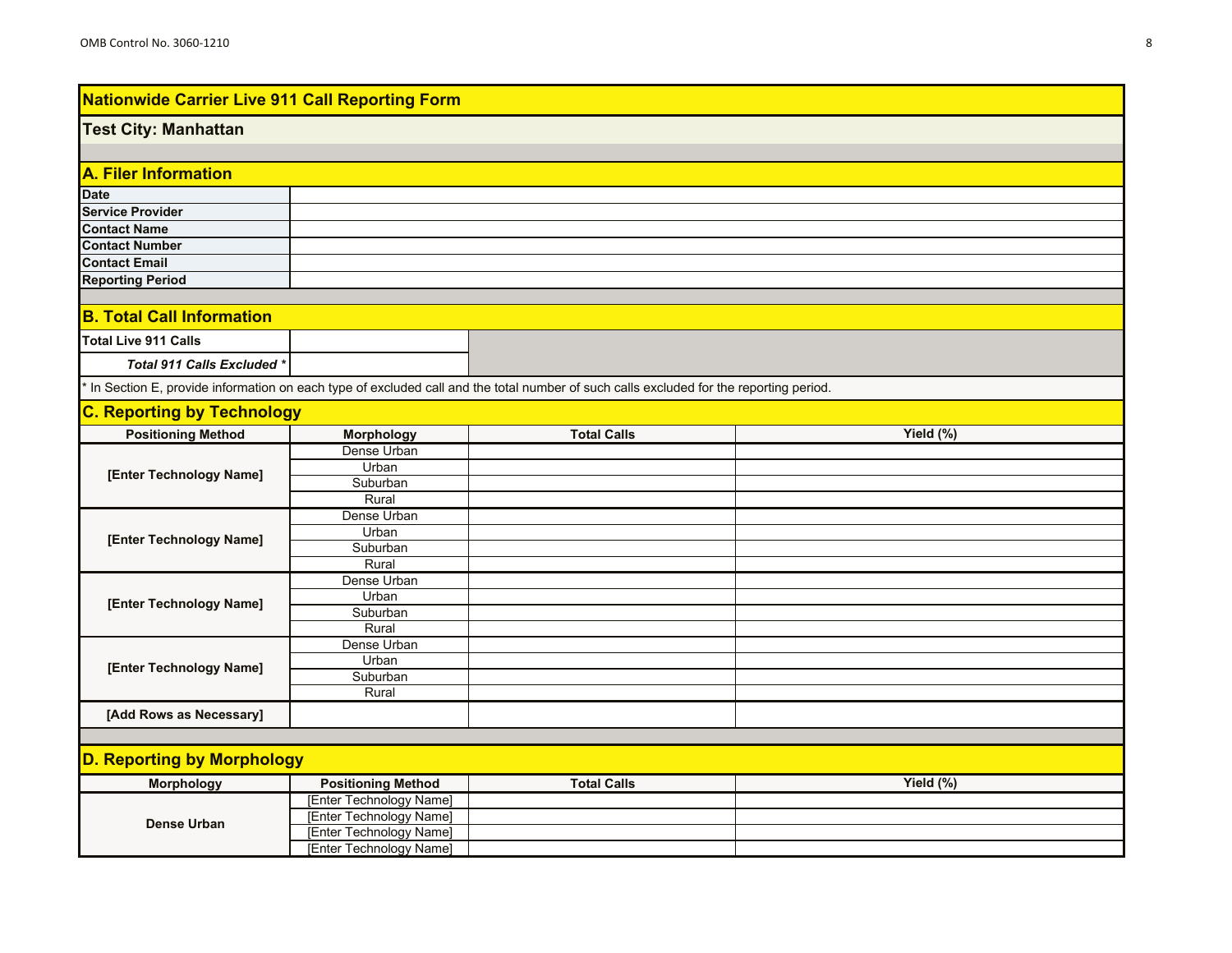## Nationwide Carrier Live 911 Call Reporting Form

### Test City: Manhattan

### A. Filer Information

| | |
|---|---|
| **Date** | |
| **Service Provider** | |
| **Contact Name** | |
| **Contact Number** | |
| **Contact Email** | |
| **Reporting Period** | |

### B. Total Call Information

| | |
|---|---|
| **Total Live 911 Calls** | |
| ***Total 911 Calls Excluded **** | |

* In Section E, provide information on each type of excluded call and the total number of such calls excluded for the reporting period.

### C. Reporting by Technology

| Positioning Method | Morphology | Total Calls | Yield (%) |
|---|---|---|---|
| **[Enter Technology Name]** | Dense Urban | | |
| | Urban | | |
| | Suburban | | |
| | Rural | | |
| **[Enter Technology Name]** | Dense Urban | | |
| | Urban | | |
| | Suburban | | |
| | Rural | | |
| **[Enter Technology Name]** | Dense Urban | | |
| | Urban | | |
| | Suburban | | |
| | Rural | | |
| **[Enter Technology Name]** | Dense Urban | | |
| | Urban | | |
| | Suburban | | |
| | Rural | | |
| **[Add Rows as Necessary]** | | | |

### D. Reporting by Morphology

| Morphology | Positioning Method | Total Calls | Yield (%) |
|---|---|---|---|
| **Dense Urban** | [Enter Technology Name] | | |
| | [Enter Technology Name] | | |
| | [Enter Technology Name] | | |
| | [Enter Technology Name] | | |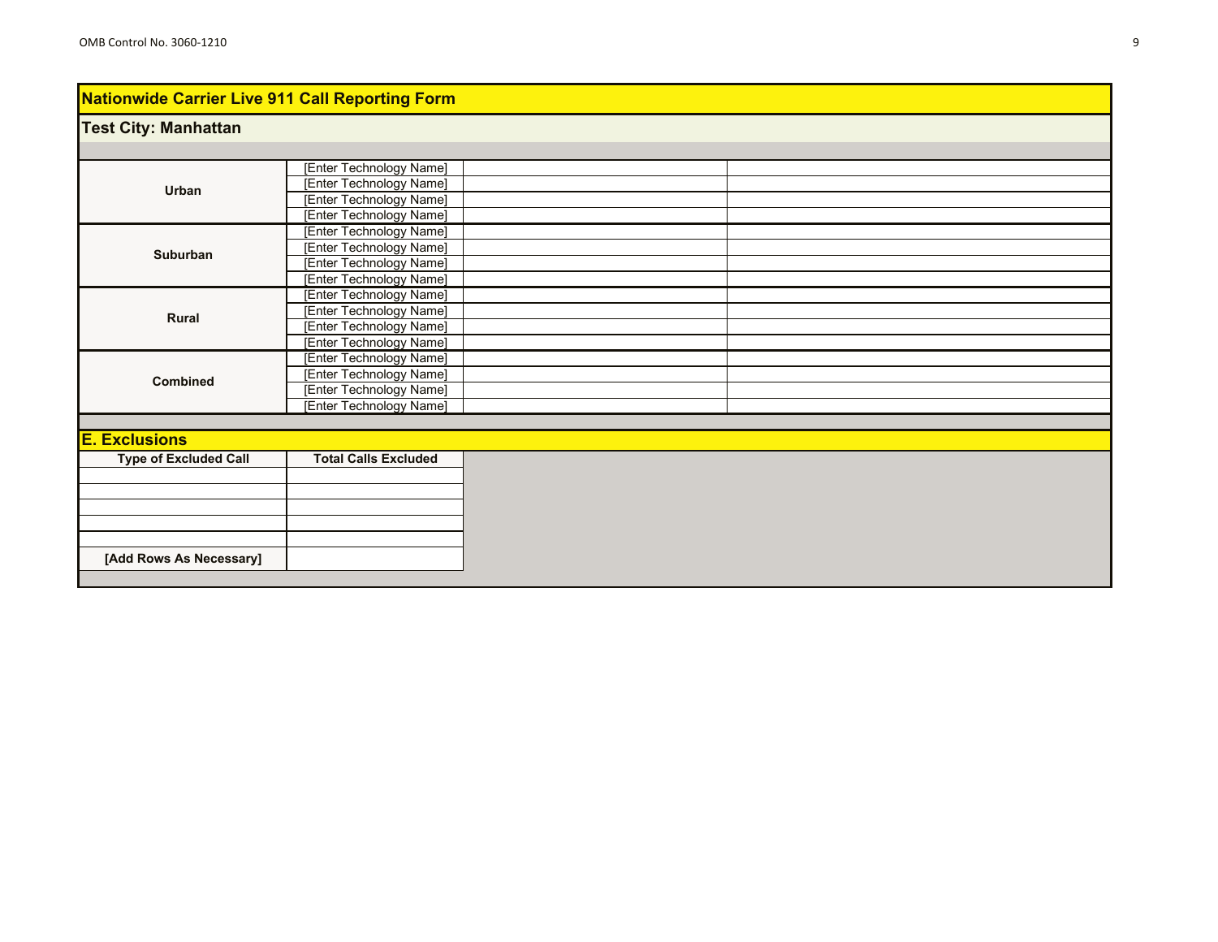## Nationwide Carrier Live 911 Call Reporting Form

### Test City: Manhattan

| | | | |
|---|---|---|---|
| Urban | [Enter Technology Name] | | |
| | [Enter Technology Name] | | |
| | [Enter Technology Name] | | |
| | [Enter Technology Name] | | |
| Suburban | [Enter Technology Name] | | |
| | [Enter Technology Name] | | |
| | [Enter Technology Name] | | |
| | [Enter Technology Name] | | |
| Rural | [Enter Technology Name] | | |
| | [Enter Technology Name] | | |
| | [Enter Technology Name] | | |
| | [Enter Technology Name] | | |
| Combined | [Enter Technology Name] | | |
| | [Enter Technology Name] | | |
| | [Enter Technology Name] | | |
| | [Enter Technology Name] | | |

### E. Exclusions

| Type of Excluded Call | Total Calls Excluded |
|---|---|
| | |
| | |
| | |
| | |
| | |
| [Add Rows As Necessary] | |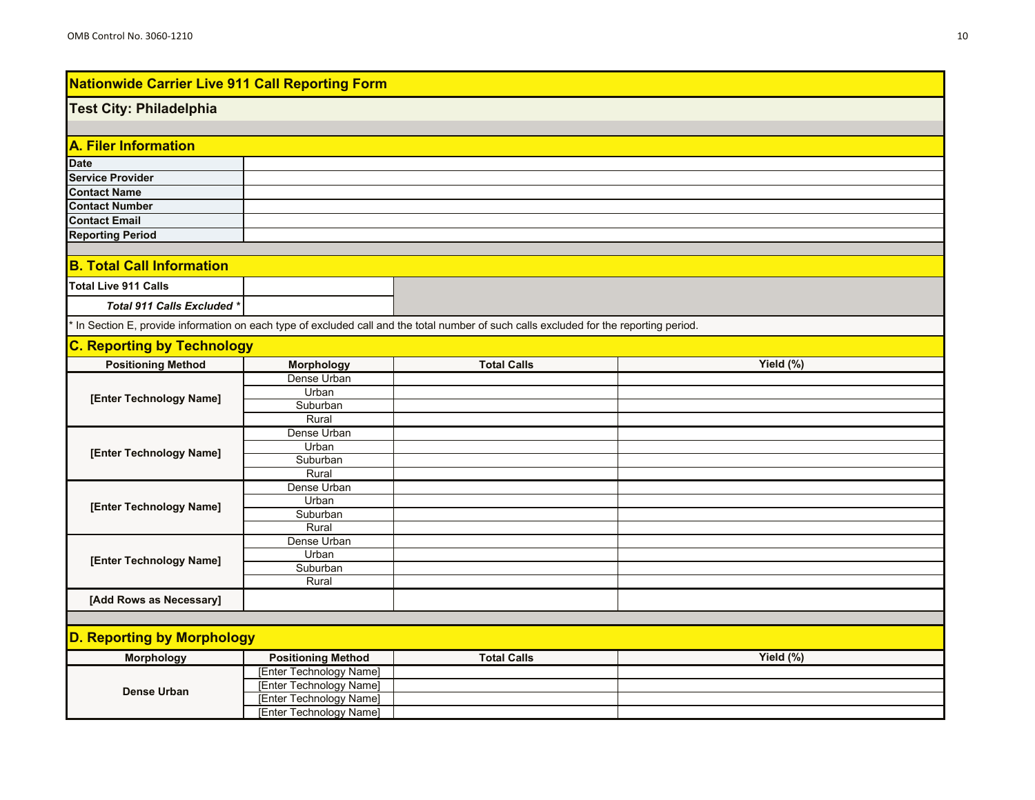# Nationwide Carrier Live 911 Call Reporting Form

## Test City: Philadelphia

## A. Filer Information

| | |
|---|---|
| **Date** | |
| **Service Provider** | |
| **Contact Name** | |
| **Contact Number** | |
| **Contact Email** | |
| **Reporting Period** | |

## B. Total Call Information

| | |
|---|---|
| **Total Live 911 Calls** | |
| ***Total 911 Calls Excluded \**** | |

\* In Section E, provide information on each type of excluded call and the total number of such calls excluded for the reporting period.

## C. Reporting by Technology

| Positioning Method | Morphology | Total Calls | Yield (%) |
|---|---|---|---|
| [Enter Technology Name] | Dense Urban | | |
| | Urban | | |
| | Suburban | | |
| | Rural | | |
| [Enter Technology Name] | Dense Urban | | |
| | Urban | | |
| | Suburban | | |
| | Rural | | |
| [Enter Technology Name] | Dense Urban | | |
| | Urban | | |
| | Suburban | | |
| | Rural | | |
| [Enter Technology Name] | Dense Urban | | |
| | Urban | | |
| | Suburban | | |
| | Rural | | |
| [Add Rows as Necessary] | | | |

## D. Reporting by Morphology

| Morphology | Positioning Method | Total Calls | Yield (%) |
|---|---|---|---|
| Dense Urban | [Enter Technology Name] | | |
| | [Enter Technology Name] | | |
| | [Enter Technology Name] | | |
| | [Enter Technology Name] | | |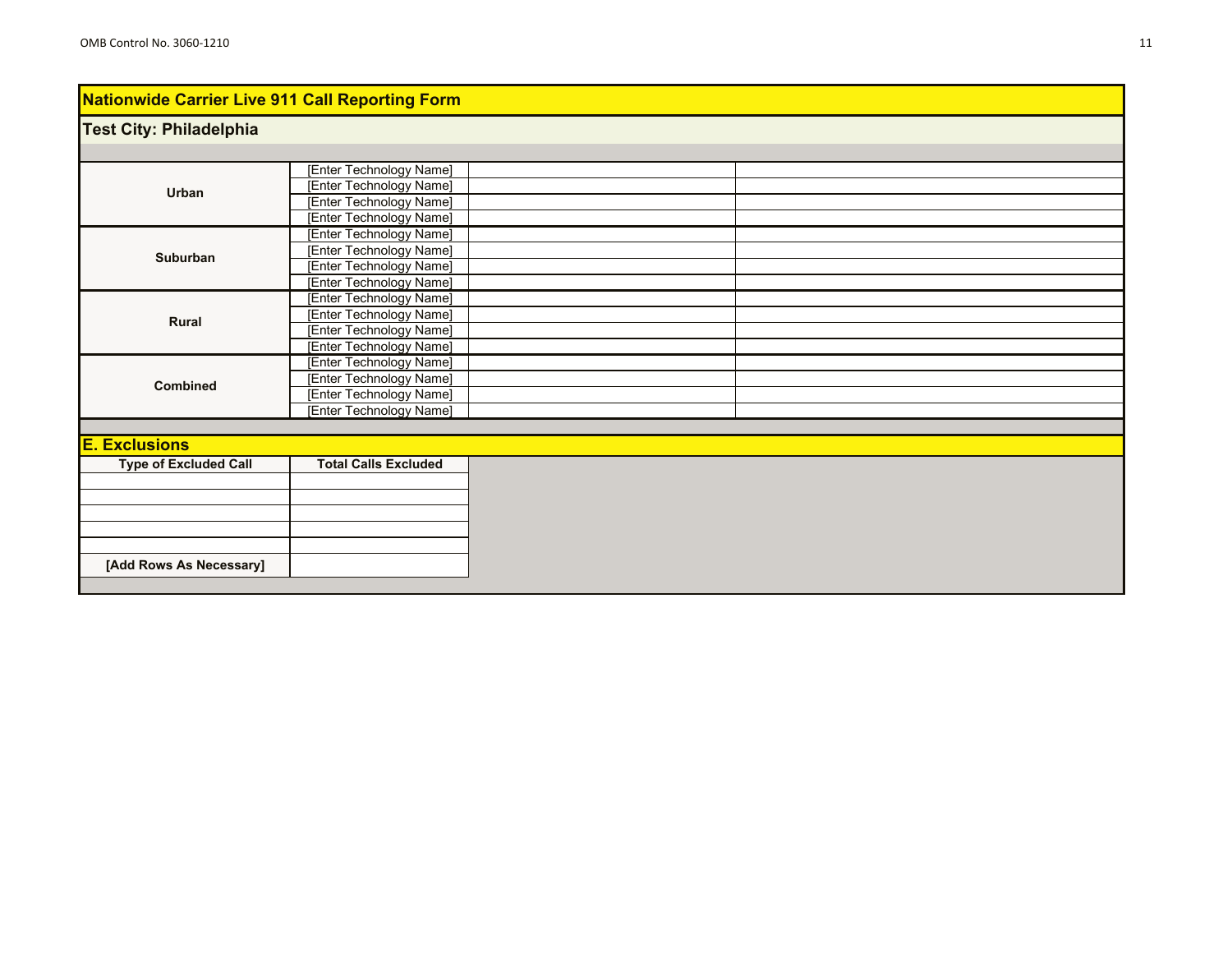## Nationwide Carrier Live 911 Call Reporting Form

### Test City: Philadelphia

| | | | |
|---|---|---|---|
| **Urban** | [Enter Technology Name] | | |
| | [Enter Technology Name] | | |
| | [Enter Technology Name] | | |
| | [Enter Technology Name] | | |
| **Suburban** | [Enter Technology Name] | | |
| | [Enter Technology Name] | | |
| | [Enter Technology Name] | | |
| | [Enter Technology Name] | | |
| **Rural** | [Enter Technology Name] | | |
| | [Enter Technology Name] | | |
| | [Enter Technology Name] | | |
| | [Enter Technology Name] | | |
| **Combined** | [Enter Technology Name] | | |
| | [Enter Technology Name] | | |
| | [Enter Technology Name] | | |
| | [Enter Technology Name] | | |

### E. Exclusions

| Type of Excluded Call | Total Calls Excluded |
|---|---|
| | |
| | |
| | |
| | |
| | |
| **[Add Rows As Necessary]** | |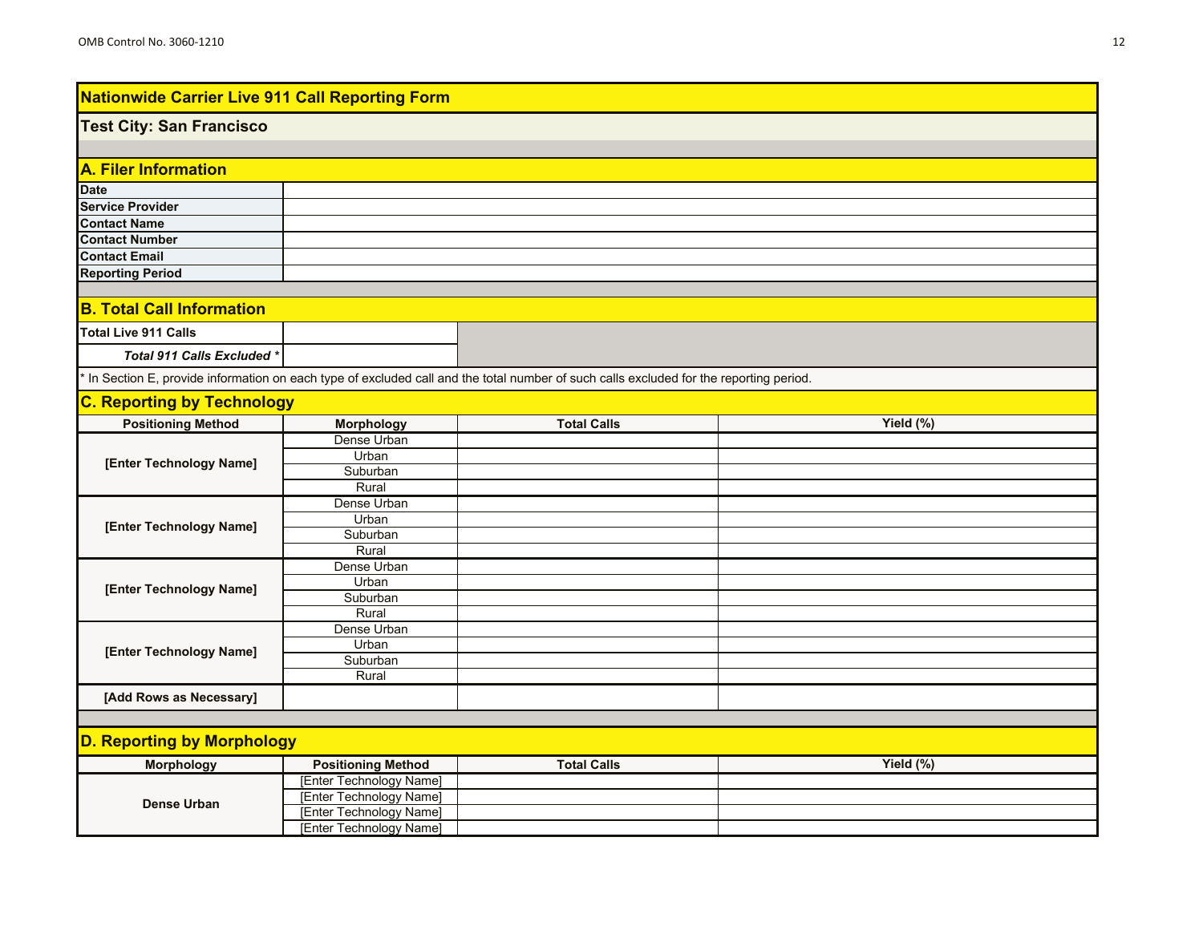# Nationwide Carrier Live 911 Call Reporting Form

## Test City: San Francisco

## A. Filer Information

| | |
|---|---|
| **Date** | |
| **Service Provider** | |
| **Contact Name** | |
| **Contact Number** | |
| **Contact Email** | |
| **Reporting Period** | |

## B. Total Call Information

| | |
|---|---|
| **Total Live 911 Calls** | |
| ***Total 911 Calls Excluded **** | |

* In Section E, provide information on each type of excluded call and the total number of such calls excluded for the reporting period.

## C. Reporting by Technology

| Positioning Method | Morphology | Total Calls | Yield (%) |
|---|---|---|---|
| [Enter Technology Name] | Dense Urban | | |
| | Urban | | |
| | Suburban | | |
| | Rural | | |
| [Enter Technology Name] | Dense Urban | | |
| | Urban | | |
| | Suburban | | |
| | Rural | | |
| [Enter Technology Name] | Dense Urban | | |
| | Urban | | |
| | Suburban | | |
| | Rural | | |
| [Enter Technology Name] | Dense Urban | | |
| | Urban | | |
| | Suburban | | |
| | Rural | | |
| [Add Rows as Necessary] | | | |

## D. Reporting by Morphology

| Morphology | Positioning Method | Total Calls | Yield (%) |
|---|---|---|---|
| Dense Urban | [Enter Technology Name] | | |
| | [Enter Technology Name] | | |
| | [Enter Technology Name] | | |
| | [Enter Technology Name] | | |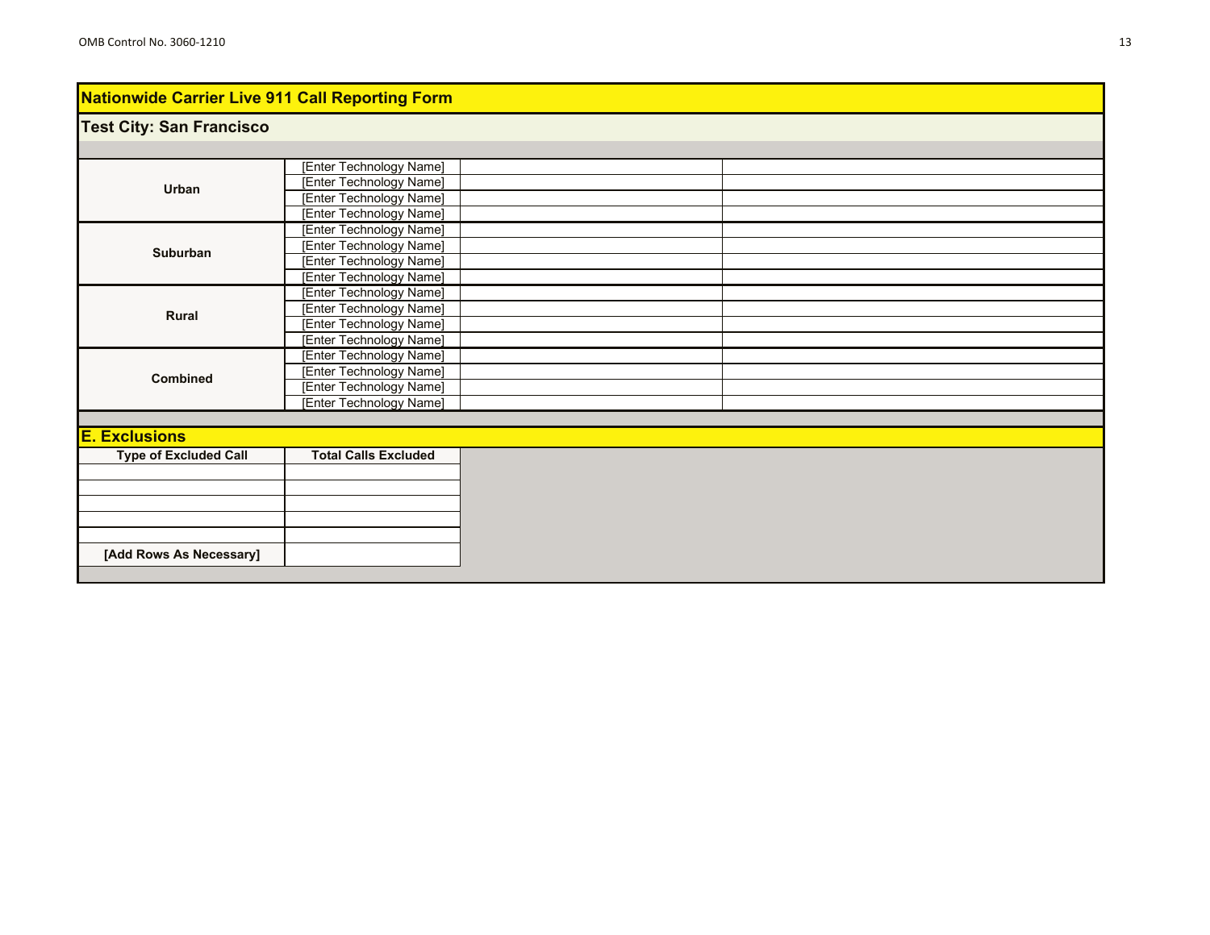## Nationwide Carrier Live 911 Call Reporting Form

### Test City: San Francisco

| | | | |
|---|---|---|---|
| Urban | [Enter Technology Name] | | |
| | [Enter Technology Name] | | |
| | [Enter Technology Name] | | |
| | [Enter Technology Name] | | |
| Suburban | [Enter Technology Name] | | |
| | [Enter Technology Name] | | |
| | [Enter Technology Name] | | |
| | [Enter Technology Name] | | |
| Rural | [Enter Technology Name] | | |
| | [Enter Technology Name] | | |
| | [Enter Technology Name] | | |
| | [Enter Technology Name] | | |
| Combined | [Enter Technology Name] | | |
| | [Enter Technology Name] | | |
| | [Enter Technology Name] | | |
| | [Enter Technology Name] | | |

### E. Exclusions

| Type of Excluded Call | Total Calls Excluded |
|---|---|
| | |
| | |
| | |
| | |
| | |
| **[Add Rows As Necessary]** | |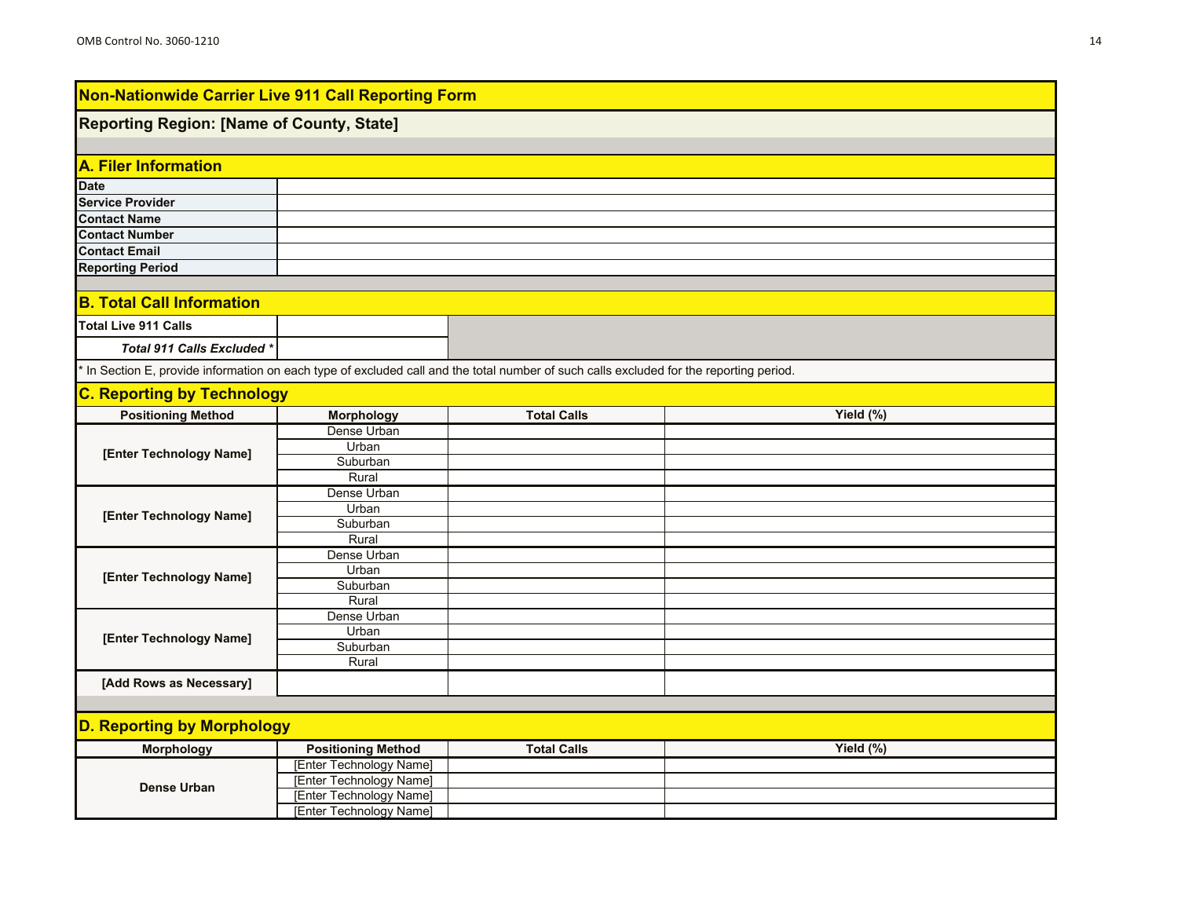## Non-Nationwide Carrier Live 911 Call Reporting Form

### Reporting Region: [Name of County, State]

### A. Filer Information

| | |
|---|---|
| **Date** | |
| **Service Provider** | |
| **Contact Name** | |
| **Contact Number** | |
| **Contact Email** | |
| **Reporting Period** | |

### B. Total Call Information

| | |
|---|---|
| **Total Live 911 Calls** | |
| ***Total 911 Calls Excluded \**** | |

\* In Section E, provide information on each type of excluded call and the total number of such calls excluded for the reporting period.

### C. Reporting by Technology

| Positioning Method | Morphology | Total Calls | Yield (%) |
|---|---|---|---|
| [Enter Technology Name] | Dense Urban | | |
| | Urban | | |
| | Suburban | | |
| | Rural | | |
| [Enter Technology Name] | Dense Urban | | |
| | Urban | | |
| | Suburban | | |
| | Rural | | |
| [Enter Technology Name] | Dense Urban | | |
| | Urban | | |
| | Suburban | | |
| | Rural | | |
| [Enter Technology Name] | Dense Urban | | |
| | Urban | | |
| | Suburban | | |
| | Rural | | |
| [Add Rows as Necessary] | | | |

### D. Reporting by Morphology

| Morphology | Positioning Method | Total Calls | Yield (%) |
|---|---|---|---|
| Dense Urban | [Enter Technology Name] | | |
| | [Enter Technology Name] | | |
| | [Enter Technology Name] | | |
| | [Enter Technology Name] | | |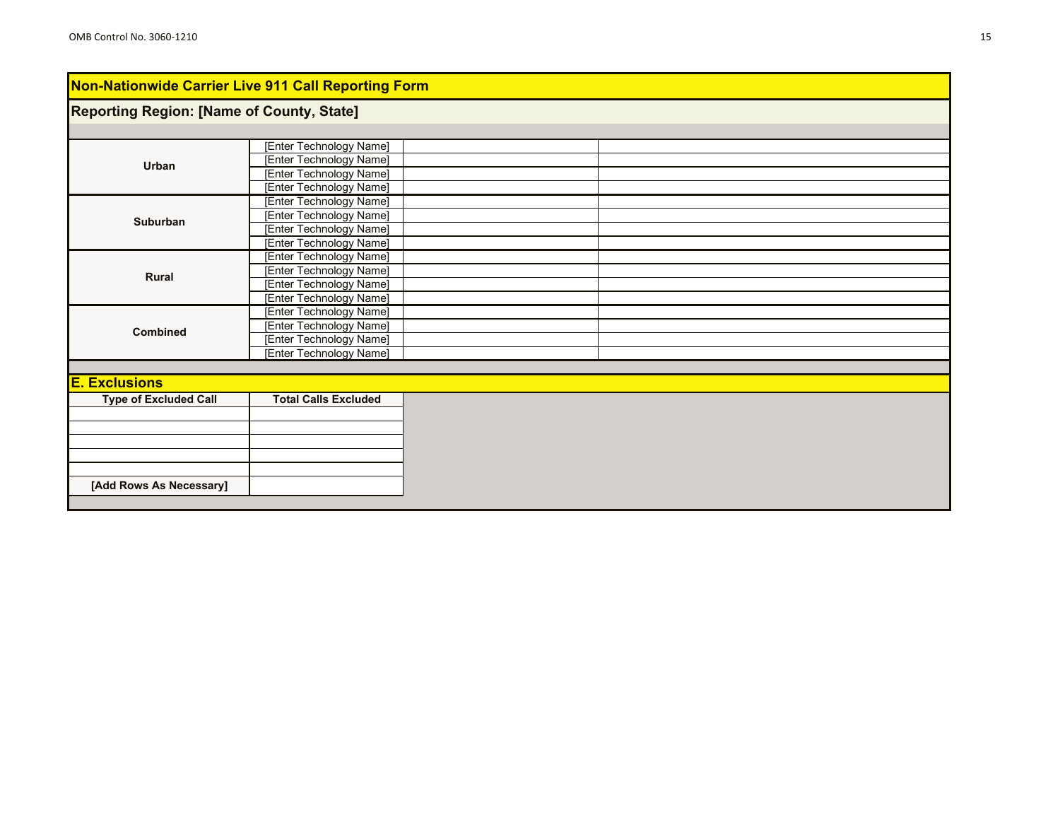## Non-Nationwide Carrier Live 911 Call Reporting Form

### Reporting Region: [Name of County, State]

| | | | |
|---|---|---|---|
| Urban | [Enter Technology Name] | | |
| | [Enter Technology Name] | | |
| | [Enter Technology Name] | | |
| | [Enter Technology Name] | | |
| Suburban | [Enter Technology Name] | | |
| | [Enter Technology Name] | | |
| | [Enter Technology Name] | | |
| | [Enter Technology Name] | | |
| Rural | [Enter Technology Name] | | |
| | [Enter Technology Name] | | |
| | [Enter Technology Name] | | |
| | [Enter Technology Name] | | |
| Combined | [Enter Technology Name] | | |
| | [Enter Technology Name] | | |
| | [Enter Technology Name] | | |
| | [Enter Technology Name] | | |

### E. Exclusions

| Type of Excluded Call | Total Calls Excluded |
|---|---|
| | |
| | |
| | |
| | |
| | |
| **[Add Rows As Necessary]** | |